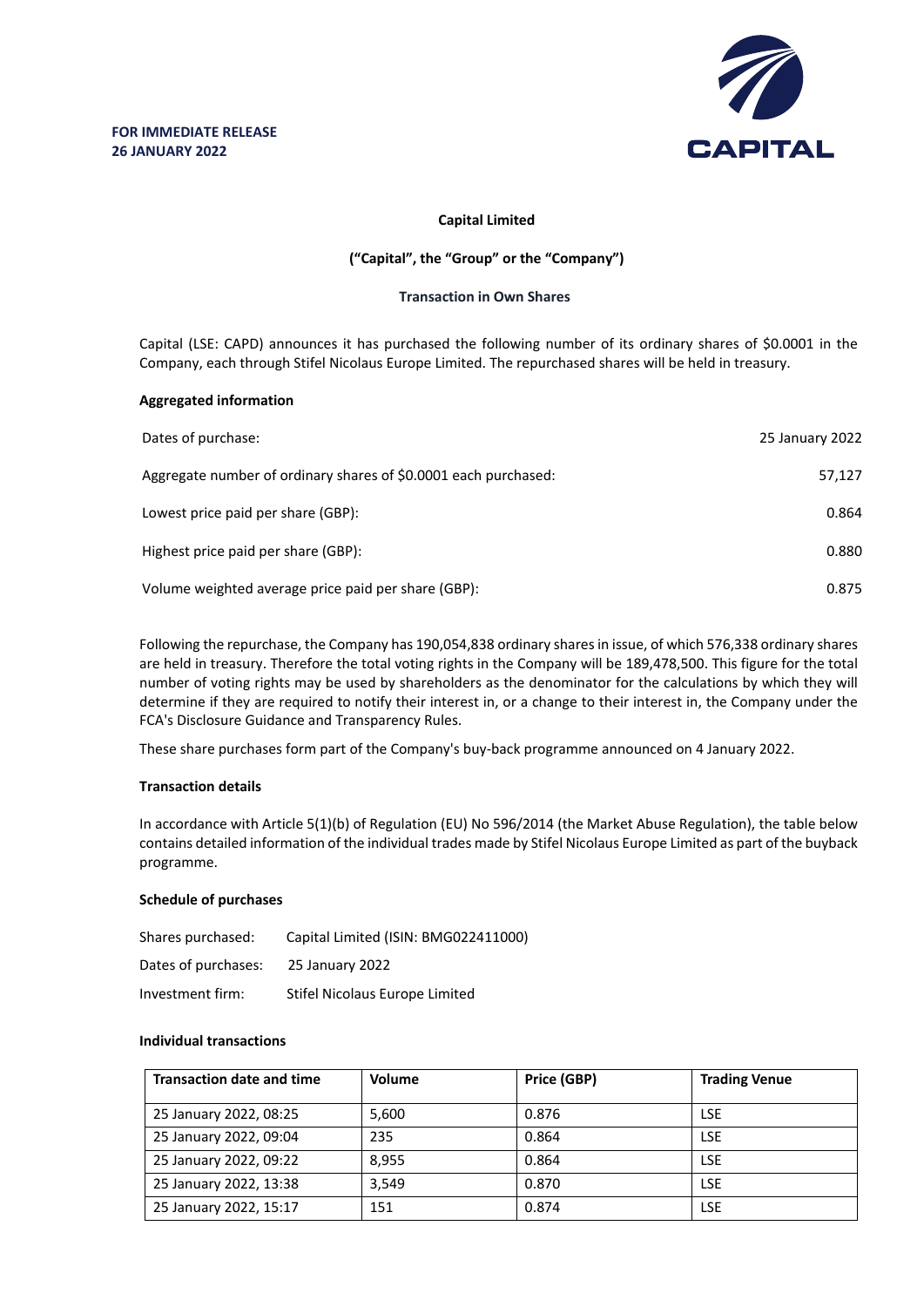**FOR IMMEDIATE RELEASE**
**26 JANUARY 2022**

**Capital Limited**

**("Capital", the "Group" or the "Company")**

**Transaction in Own Shares**

Capital (LSE: CAPD) announces it has purchased the following number of its ordinary shares of $0.0001 in the Company, each through Stifel Nicolaus Europe Limited. The repurchased shares will be held in treasury.

**Aggregated information**

| | |
|---|---|
| Dates of purchase: | 25 January 2022 |
| Aggregate number of ordinary shares of $0.0001 each purchased: | 57,127 |
| Lowest price paid per share (GBP): | 0.864 |
| Highest price paid per share (GBP): | 0.880 |
| Volume weighted average price paid per share (GBP): | 0.875 |

Following the repurchase, the Company has 190,054,838 ordinary shares in issue, of which 576,338 ordinary shares are held in treasury. Therefore the total voting rights in the Company will be 189,478,500. This figure for the total number of voting rights may be used by shareholders as the denominator for the calculations by which they will determine if they are required to notify their interest in, or a change to their interest in, the Company under the FCA's Disclosure Guidance and Transparency Rules.

These share purchases form part of the Company's buy-back programme announced on 4 January 2022.

**Transaction details**

In accordance with Article 5(1)(b) of Regulation (EU) No 596/2014 (the Market Abuse Regulation), the table below contains detailed information of the individual trades made by Stifel Nicolaus Europe Limited as part of the buyback programme.

**Schedule of purchases**

| | |
|---|---|
| Shares purchased: | Capital Limited (ISIN: BMG022411000) |
| Dates of purchases: | 25 January 2022 |
| Investment firm: | Stifel Nicolaus Europe Limited |

**Individual transactions**

| Transaction date and time | Volume | Price (GBP) | Trading Venue |
|---|---|---|---|
| 25 January 2022, 08:25 | 5,600 | 0.876 | LSE |
| 25 January 2022, 09:04 | 235 | 0.864 | LSE |
| 25 January 2022, 09:22 | 8,955 | 0.864 | LSE |
| 25 January 2022, 13:38 | 3,549 | 0.870 | LSE |
| 25 January 2022, 15:17 | 151 | 0.874 | LSE |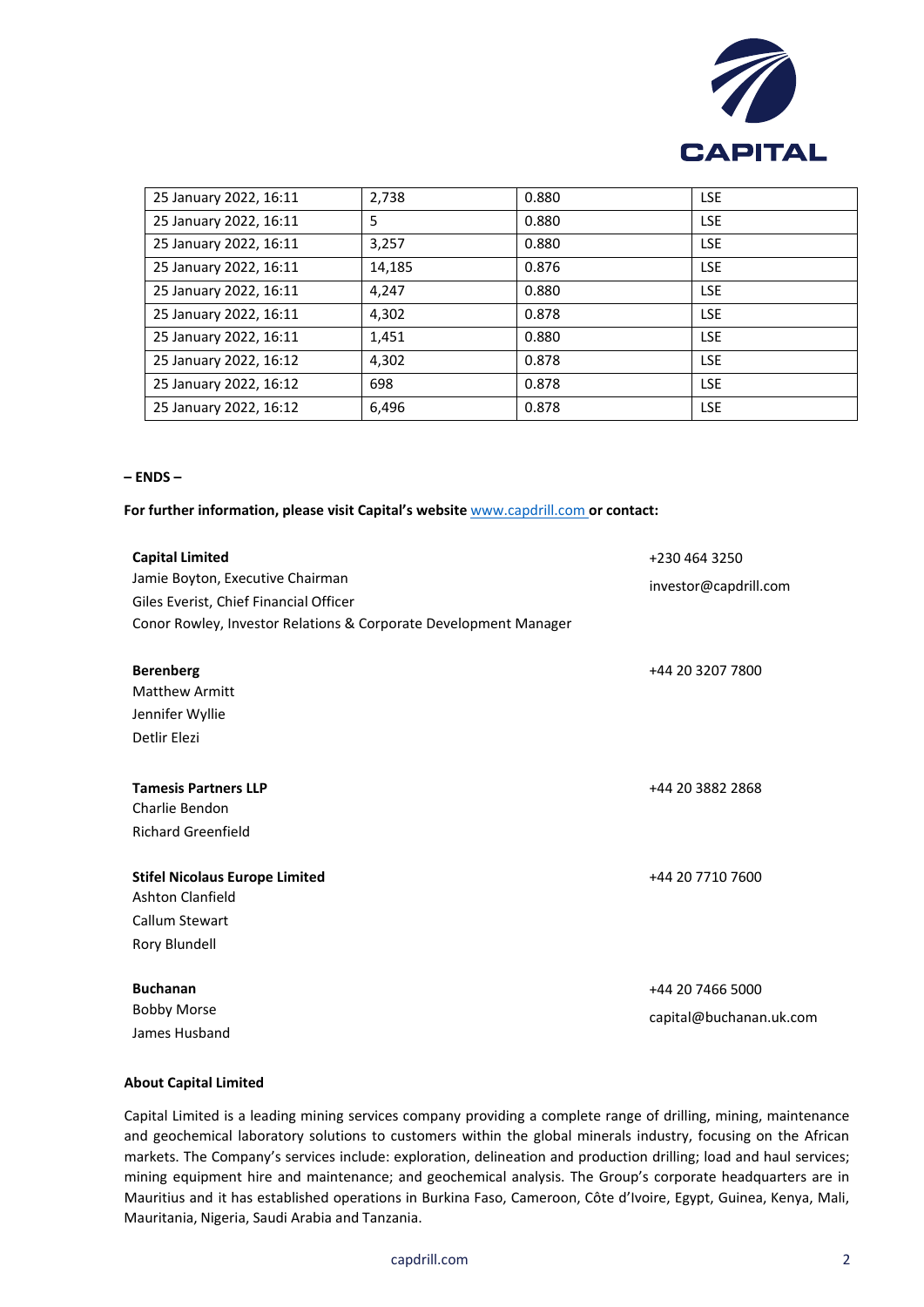| | | | |
|---|---|---|---|
| 25 January 2022, 16:11 | 2,738 | 0.880 | LSE |
| 25 January 2022, 16:11 | 5 | 0.880 | LSE |
| 25 January 2022, 16:11 | 3,257 | 0.880 | LSE |
| 25 January 2022, 16:11 | 14,185 | 0.876 | LSE |
| 25 January 2022, 16:11 | 4,247 | 0.880 | LSE |
| 25 January 2022, 16:11 | 4,302 | 0.878 | LSE |
| 25 January 2022, 16:11 | 1,451 | 0.880 | LSE |
| 25 January 2022, 16:12 | 4,302 | 0.878 | LSE |
| 25 January 2022, 16:12 | 698 | 0.878 | LSE |
| 25 January 2022, 16:12 | 6,496 | 0.878 | LSE |

**– ENDS –**

**For further information, please visit Capital's website** www.capdrill.com **or contact:**

**Capital Limited** — +230 464 3250 — investor@capdrill.com
Jamie Boyton, Executive Chairman
Giles Everist, Chief Financial Officer
Conor Rowley, Investor Relations & Corporate Development Manager

**Berenberg** — +44 20 3207 7800
Matthew Armitt
Jennifer Wyllie
Detlir Elezi

**Tamesis Partners LLP** — +44 20 3882 2868
Charlie Bendon
Richard Greenfield

**Stifel Nicolaus Europe Limited** — +44 20 7710 7600
Ashton Clanfield
Callum Stewart
Rory Blundell

**Buchanan** — +44 20 7466 5000 — capital@buchanan.uk.com
Bobby Morse
James Husband

**About Capital Limited**

Capital Limited is a leading mining services company providing a complete range of drilling, mining, maintenance and geochemical laboratory solutions to customers within the global minerals industry, focusing on the African markets. The Company's services include: exploration, delineation and production drilling; load and haul services; mining equipment hire and maintenance; and geochemical analysis. The Group's corporate headquarters are in Mauritius and it has established operations in Burkina Faso, Cameroon, Côte d'Ivoire, Egypt, Guinea, Kenya, Mali, Mauritania, Nigeria, Saudi Arabia and Tanzania.